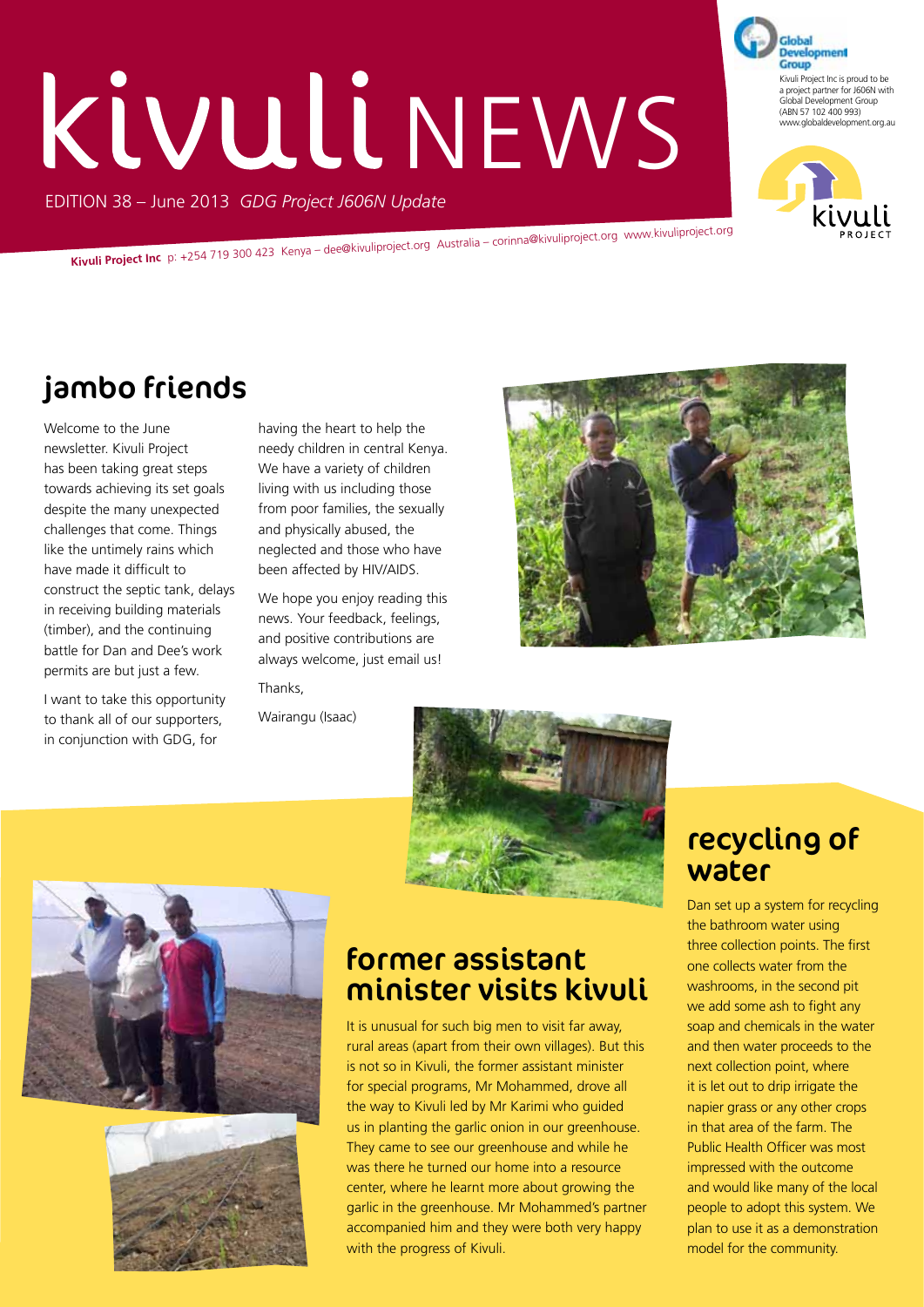# kivuli NEWS

EDITION 38 – June 2013 *GDG Project J606N Update*

Kivuli Project Inc is proud to be a project partner for J606N with Global Development Group (ABN 57 102 400 993) www.globaldevelopment.org.au

**Kivuli Project Inc** p: +254 719 300 423 Kenya – dee@kivuliproject.org Australia – corinna@kivuliproject.org www.kivuliproject.org

## jambo friends

Welcome to the June newsletter. Kivuli Project has been taking great steps towards achieving its set goals despite the many unexpected challenges that come. Things like the untimely rains which have made it difficult to construct the septic tank, delays in receiving building materials (timber), and the continuing battle for Dan and Dee's work permits are but just a few.

I want to take this opportunity to thank all of our supporters, in conjunction with GDG, for having the heart to help the needy children in central Kenya. We have a variety of children living with us including those from poor families, the sexually and physically abused, the neglected and those who have been affected by HIV/AIDS.

We hope you enjoy reading this news. Your feedback, feelings, and positive contributions are always welcome, just email us!

Thanks,

Wairangu (Isaac)

## former assistant minister visits kivuli

It is unusual for such big men to visit far away, rural areas (apart from their own villages). But this is not so in Kivuli, the former assistant minister for special programs, Mr Mohammed, drove all the way to Kivuli led by Mr Karimi who guided us in planting the garlic onion in our greenhouse. They came to see our greenhouse and while he was there he turned our home into a resource center, where he learnt more about growing the garlic in the greenhouse. Mr Mohammed's partner accompanied him and they were both very happy with the progress of Kivuli.

## recycling of water

Dan set up a system for recycling the bathroom water using three collection points. The first one collects water from the washrooms, in the second pit we add some ash to fight any soap and chemicals in the water and then water proceeds to the next collection point, where it is let out to drip irrigate the napier grass or any other crops in that area of the farm. The Public Health Officer was most impressed with the outcome and would like many of the local people to adopt this system. We plan to use it as a demonstration model for the community.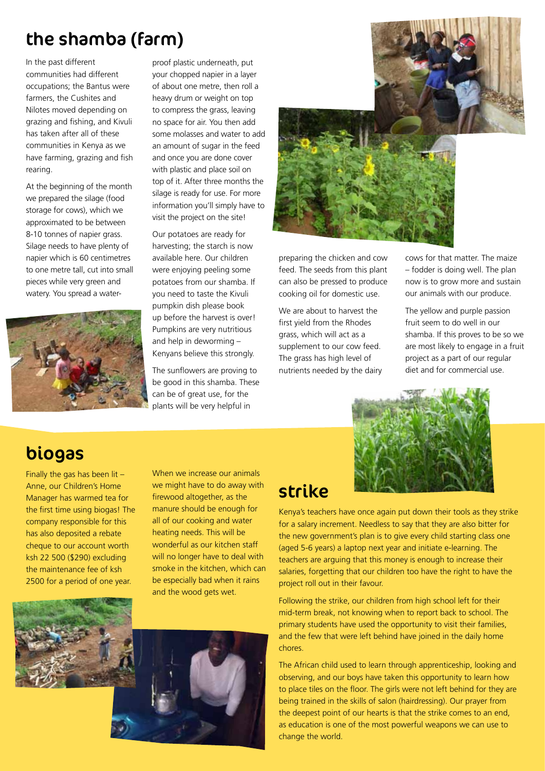## the shamba (farm)

In the past different communities had different occupations; the Bantus were farmers, the Cushites and Nilotes moved depending on grazing and fishing, and Kivuli has taken after all of these communities in Kenya as we have farming, grazing and fish rearing.

At the beginning of the month we prepared the silage (food storage for cows), which we approximated to be between 8-10 tonnes of napier grass. Silage needs to have plenty of napier which is 60 centimetres to one metre tall, cut into small pieces while very green and watery. You spread a water-proof plastic underneath, put your chopped napier in a layer of about one metre, then roll a heavy drum or weight on top to compress the grass, leaving no space for air. You then add some molasses and water to add an amount of sugar in the feed and once you are done cover with plastic and place soil on top of it. After three months the silage is ready for use. For more information you'll simply have to visit the project on the site!

Our potatoes are ready for harvesting; the starch is now available here. Our children were enjoying peeling some potatoes from our shamba. If you need to taste the Kivuli pumpkin dish please book up before the harvest is over! Pumpkins are very nutritious and help in deworming – Kenyans believe this strongly.

The sunflowers are proving to be good in this shamba. These can be of great use, for the plants will be very helpful in preparing the chicken and cow feed. The seeds from this plant can also be pressed to produce cooking oil for domestic use.

We are about to harvest the first yield from the Rhodes grass, which will act as a supplement to our cow feed. The grass has high level of nutrients needed by the dairy cows for that matter. The maize – fodder is doing well. The plan now is to grow more and sustain our animals with our produce.

The yellow and purple passion fruit seem to do well in our shamba. If this proves to be so we are most likely to engage in a fruit project as a part of our regular diet and for commercial use.

## biogas

Finally the gas has been lit – Anne, our Children's Home Manager has warmed tea for the first time using biogas! The company responsible for this has also deposited a rebate cheque to our account worth ksh 22 500 ($290) excluding the maintenance fee of ksh 2500 for a period of one year.

When we increase our animals we might have to do away with firewood altogether, as the manure should be enough for all of our cooking and water heating needs. This will be wonderful as our kitchen staff will no longer have to deal with smoke in the kitchen, which can be especially bad when it rains and the wood gets wet.

## strike

Kenya's teachers have once again put down their tools as they strike for a salary increment. Needless to say that they are also bitter for the new government's plan is to give every child starting class one (aged 5-6 years) a laptop next year and initiate e-learning. The teachers are arguing that this money is enough to increase their salaries, forgetting that our children too have the right to have the project roll out in their favour.

Following the strike, our children from high school left for their mid-term break, not knowing when to report back to school. The primary students have used the opportunity to visit their families, and the few that were left behind have joined in the daily home chores.

The African child used to learn through apprenticeship, looking and observing, and our boys have taken this opportunity to learn how to place tiles on the floor. The girls were not left behind for they are being trained in the skills of salon (hairdressing). Our prayer from the deepest point of our hearts is that the strike comes to an end, as education is one of the most powerful weapons we can use to change the world.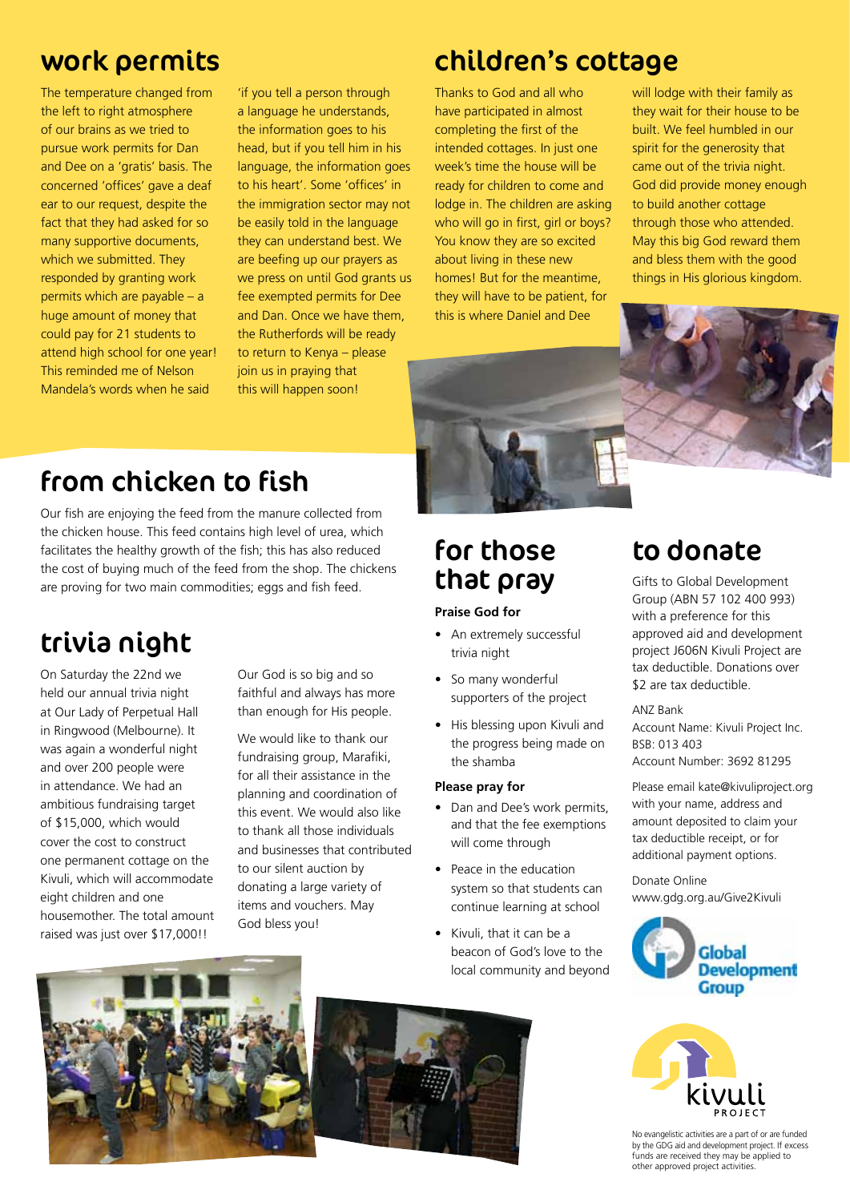## work permits

The temperature changed from the left to right atmosphere of our brains as we tried to pursue work permits for Dan and Dee on a 'gratis' basis. The concerned 'offices' gave a deaf ear to our request, despite the fact that they had asked for so many supportive documents, which we submitted. They responded by granting work permits which are payable – a huge amount of money that could pay for 21 students to attend high school for one year! This reminded me of Nelson Mandela's words when he said 'if you tell a person through a language he understands, the information goes to his head, but if you tell him in his language, the information goes to his heart'. Some 'offices' in the immigration sector may not be easily told in the language they can understand best. We are beefing up our prayers as we press on until God grants us fee exempted permits for Dee and Dan. Once we have them, the Rutherfords will be ready to return to Kenya – please join us in praying that this will happen soon!

## children's cottage

Thanks to God and all who have participated in almost completing the first of the intended cottages. In just one week's time the house will be ready for children to come and lodge in. The children are asking who will go in first, girl or boys? You know they are so excited about living in these new homes! But for the meantime, they will have to be patient, for this is where Daniel and Dee will lodge with their family as they wait for their house to be built. We feel humbled in our spirit for the generosity that came out of the trivia night. God did provide money enough to build another cottage through those who attended. May this big God reward them and bless them with the good things in His glorious kingdom.

## from chicken to fish

Our fish are enjoying the feed from the manure collected from the chicken house. This feed contains high level of urea, which facilitates the healthy growth of the fish; this has also reduced the cost of buying much of the feed from the shop. The chickens are proving for two main commodities; eggs and fish feed.

## trivia night

On Saturday the 22nd we held our annual trivia night at Our Lady of Perpetual Hall in Ringwood (Melbourne). It was again a wonderful night and over 200 people were in attendance. We had an ambitious fundraising target of $15,000, which would cover the cost to construct one permanent cottage on the Kivuli, which will accommodate eight children and one housemother. The total amount raised was just over $17,000!!

Our God is so big and so faithful and always has more than enough for His people.

We would like to thank our fundraising group, Marafiki, for all their assistance in the planning and coordination of this event. We would also like to thank all those individuals and businesses that contributed to our silent auction by donating a large variety of items and vouchers. May God bless you!

## for those that pray

**Praise God for**

- An extremely successful trivia night
- So many wonderful supporters of the project
- His blessing upon Kivuli and the progress being made on the shamba

**Please pray for**

- Dan and Dee's work permits, and that the fee exemptions will come through
- Peace in the education system so that students can continue learning at school
- Kivuli, that it can be a beacon of God's love to the local community and beyond

## to donate

Gifts to Global Development Group (ABN 57 102 400 993) with a preference for this approved aid and development project J606N Kivuli Project are tax deductible. Donations over $2 are tax deductible.

ANZ Bank
Account Name: Kivuli Project Inc.
BSB: 013 403
Account Number: 3692 81295

Please email kate@kivuliproject.org with your name, address and amount deposited to claim your tax deductible receipt, or for additional payment options.

Donate Online
www.gdg.org.au/Give2Kivuli

Global Development Group

kivuli PROJECT

No evangelistic activities are a part of or are funded by the GDG aid and development project. If excess funds are received they may be applied to other approved project activities.